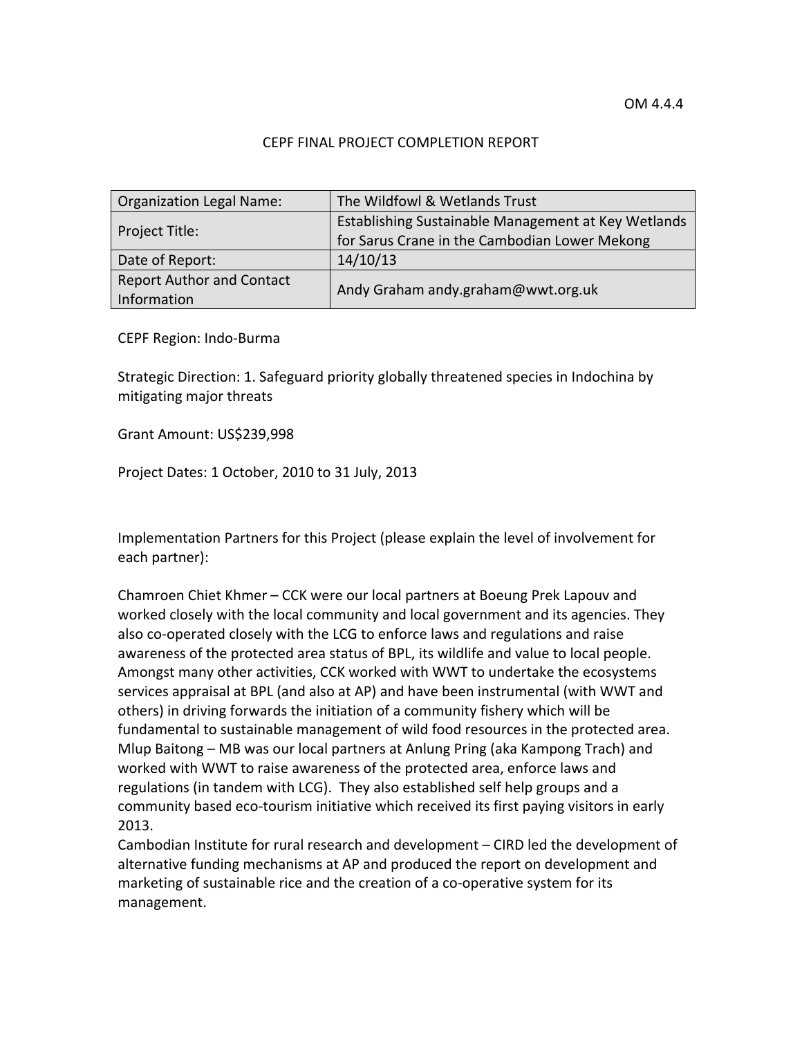OM 4.4.4

# CEPF FINAL PROJECT COMPLETION REPORT

| Organization Legal Name: | The Wildfowl & Wetlands Trust |
|---|---|
| Project Title: | Establishing Sustainable Management at Key Wetlands for Sarus Crane in the Cambodian Lower Mekong |
| Date of Report: | 14/10/13 |
| Report Author and Contact Information | Andy Graham andy.graham@wwt.org.uk |

CEPF Region: Indo-Burma

Strategic Direction: 1. Safeguard priority globally threatened species in Indochina by mitigating major threats

Grant Amount: US$239,998

Project Dates: 1 October, 2010 to 31 July, 2013

Implementation Partners for this Project (please explain the level of involvement for each partner):

Chamroen Chiet Khmer – CCK were our local partners at Boeung Prek Lapouv and worked closely with the local community and local government and its agencies. They also co-operated closely with the LCG to enforce laws and regulations and raise awareness of the protected area status of BPL, its wildlife and value to local people. Amongst many other activities, CCK worked with WWT to undertake the ecosystems services appraisal at BPL (and also at AP) and have been instrumental (with WWT and others) in driving forwards the initiation of a community fishery which will be fundamental to sustainable management of wild food resources in the protected area.
Mlup Baitong – MB was our local partners at Anlung Pring (aka Kampong Trach) and worked with WWT to raise awareness of the protected area, enforce laws and regulations (in tandem with LCG). They also established self help groups and a community based eco-tourism initiative which received its first paying visitors in early 2013.
Cambodian Institute for rural research and development – CIRD led the development of alternative funding mechanisms at AP and produced the report on development and marketing of sustainable rice and the creation of a co-operative system for its management.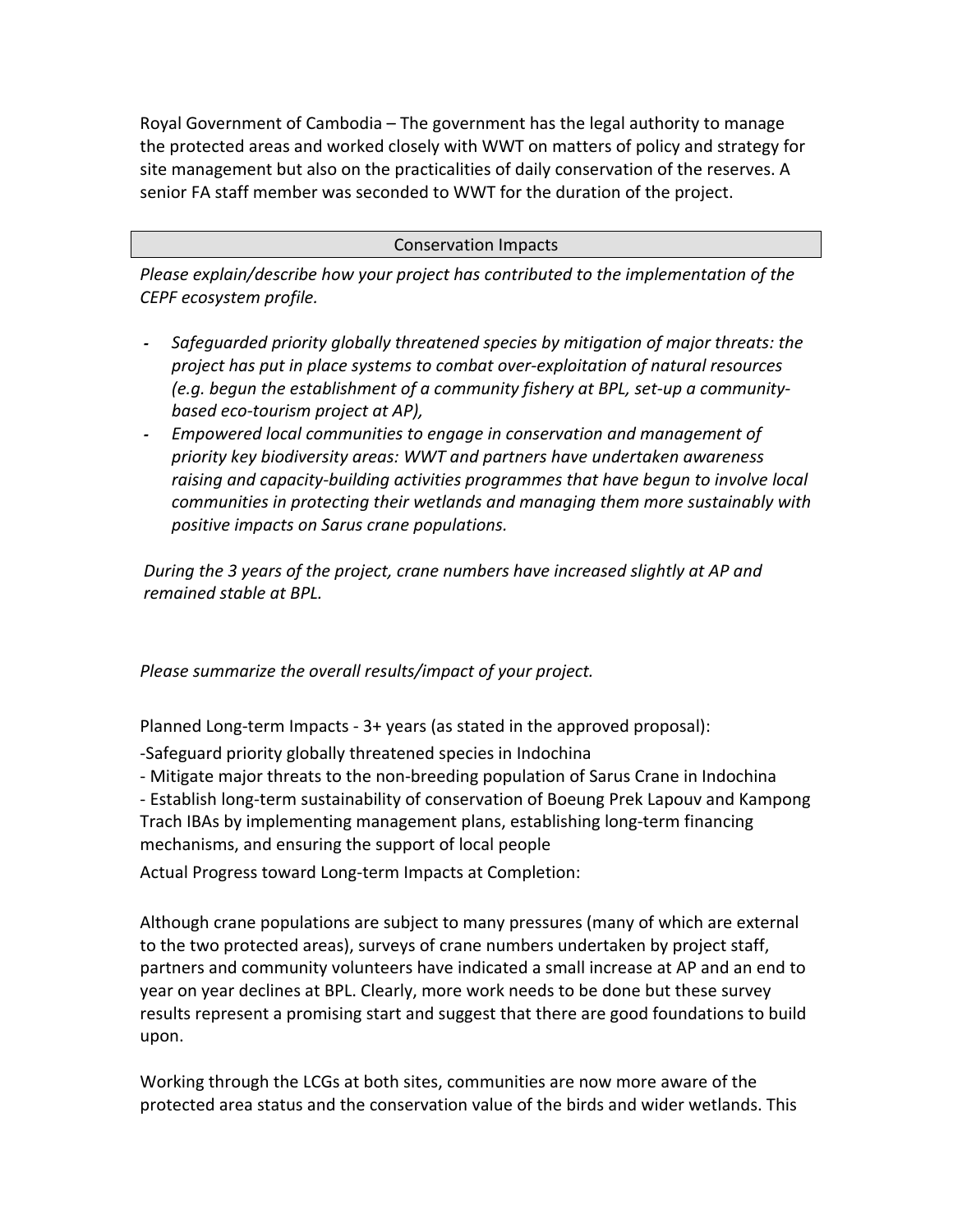Royal Government of Cambodia – The government has the legal authority to manage the protected areas and worked closely with WWT on matters of policy and strategy for site management but also on the practicalities of daily conservation of the reserves. A senior FA staff member was seconded to WWT for the duration of the project.

## Conservation Impacts

*Please explain/describe how your project has contributed to the implementation of the CEPF ecosystem profile.*

- *Safeguarded priority globally threatened species by mitigation of major threats: the project has put in place systems to combat over-exploitation of natural resources (e.g. begun the establishment of a community fishery at BPL, set-up a community-based eco-tourism project at AP),*
- *Empowered local communities to engage in conservation and management of priority key biodiversity areas: WWT and partners have undertaken awareness raising and capacity-building activities programmes that have begun to involve local communities in protecting their wetlands and managing them more sustainably with positive impacts on Sarus crane populations.*

*During the 3 years of the project, crane numbers have increased slightly at AP and remained stable at BPL.*

*Please summarize the overall results/impact of your project.*

Planned Long-term Impacts - 3+ years (as stated in the approved proposal):

-Safeguard priority globally threatened species in Indochina

- Mitigate major threats to the non-breeding population of Sarus Crane in Indochina

- Establish long-term sustainability of conservation of Boeung Prek Lapouv and Kampong Trach IBAs by implementing management plans, establishing long-term financing mechanisms, and ensuring the support of local people

Actual Progress toward Long-term Impacts at Completion:

Although crane populations are subject to many pressures (many of which are external to the two protected areas), surveys of crane numbers undertaken by project staff, partners and community volunteers have indicated a small increase at AP and an end to year on year declines at BPL. Clearly, more work needs to be done but these survey results represent a promising start and suggest that there are good foundations to build upon.

Working through the LCGs at both sites, communities are now more aware of the protected area status and the conservation value of the birds and wider wetlands. This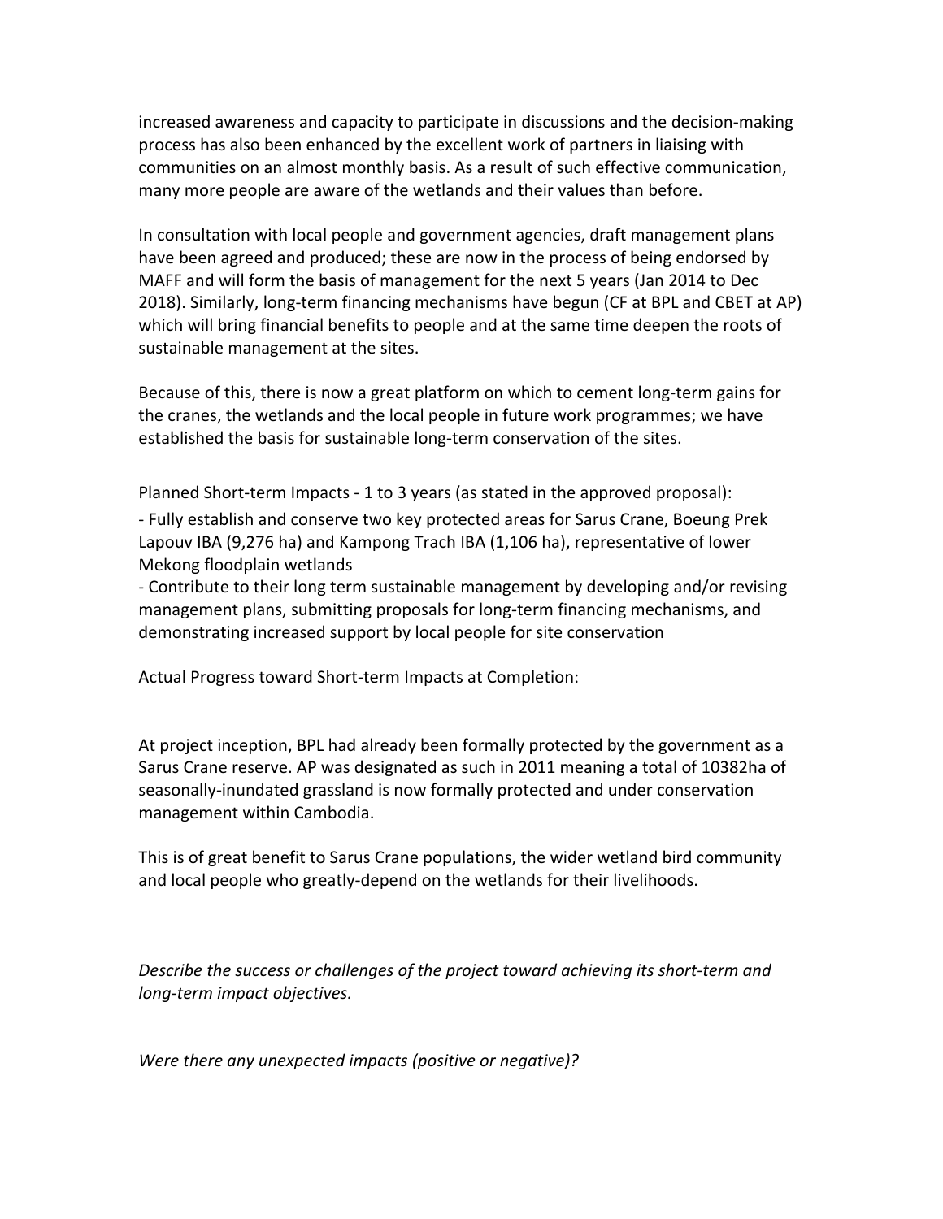increased awareness and capacity to participate in discussions and the decision-making process has also been enhanced by the excellent work of partners in liaising with communities on an almost monthly basis. As a result of such effective communication, many more people are aware of the wetlands and their values than before.

In consultation with local people and government agencies, draft management plans have been agreed and produced; these are now in the process of being endorsed by MAFF and will form the basis of management for the next 5 years (Jan 2014 to Dec 2018). Similarly, long-term financing mechanisms have begun (CF at BPL and CBET at AP) which will bring financial benefits to people and at the same time deepen the roots of sustainable management at the sites.

Because of this, there is now a great platform on which to cement long-term gains for the cranes, the wetlands and the local people in future work programmes; we have established the basis for sustainable long-term conservation of the sites.

Planned Short-term Impacts - 1 to 3 years (as stated in the approved proposal):

- Fully establish and conserve two key protected areas for Sarus Crane, Boeung Prek Lapouv IBA (9,276 ha) and Kampong Trach IBA (1,106 ha), representative of lower Mekong floodplain wetlands
- Contribute to their long term sustainable management by developing and/or revising management plans, submitting proposals for long-term financing mechanisms, and demonstrating increased support by local people for site conservation

Actual Progress toward Short-term Impacts at Completion:

At project inception, BPL had already been formally protected by the government as a Sarus Crane reserve. AP was designated as such in 2011 meaning a total of 10382ha of seasonally-inundated grassland is now formally protected and under conservation management within Cambodia.

This is of great benefit to Sarus Crane populations, the wider wetland bird community and local people who greatly-depend on the wetlands for their livelihoods.

*Describe the success or challenges of the project toward achieving its short-term and long-term impact objectives.*

*Were there any unexpected impacts (positive or negative)?*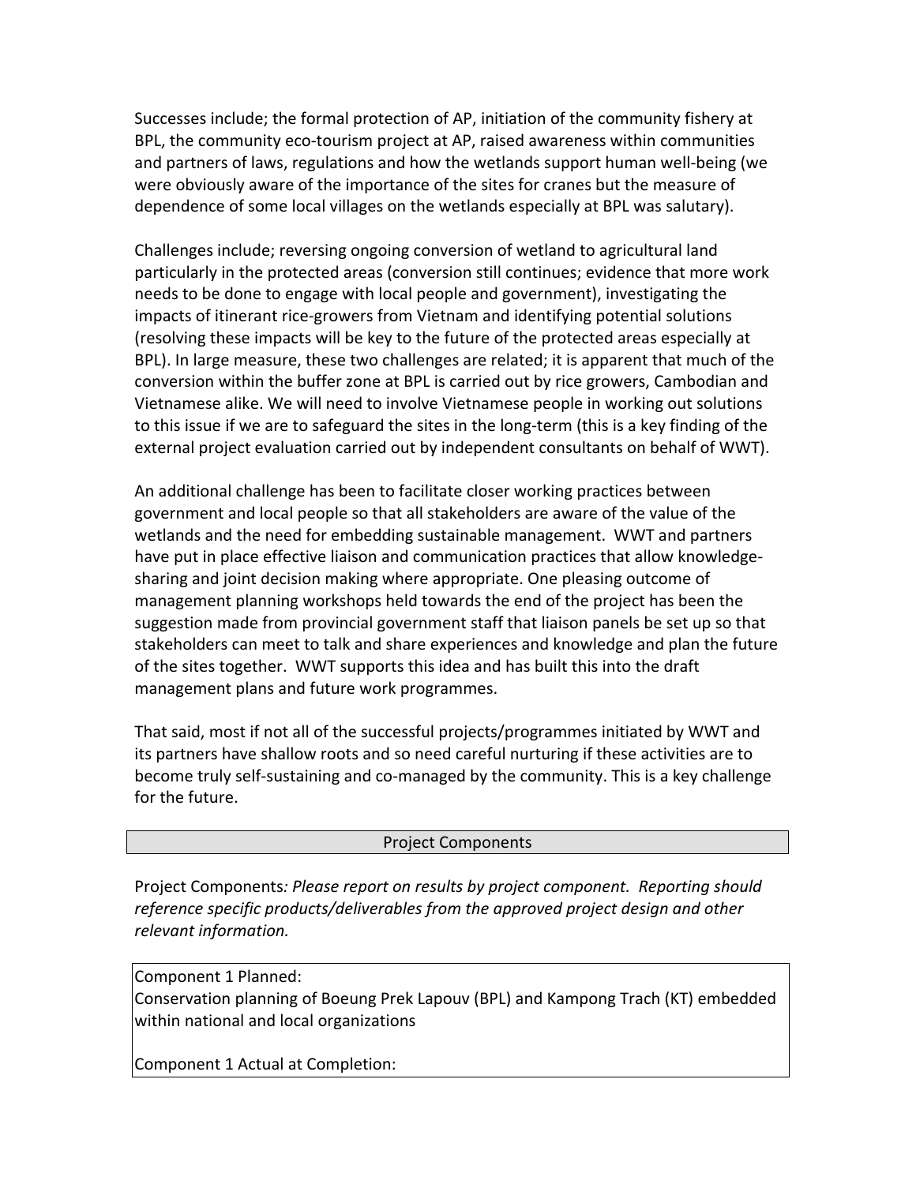Successes include; the formal protection of AP, initiation of the community fishery at BPL, the community eco-tourism project at AP, raised awareness within communities and partners of laws, regulations and how the wetlands support human well-being (we were obviously aware of the importance of the sites for cranes but the measure of dependence of some local villages on the wetlands especially at BPL was salutary).

Challenges include; reversing ongoing conversion of wetland to agricultural land particularly in the protected areas (conversion still continues; evidence that more work needs to be done to engage with local people and government), investigating the impacts of itinerant rice-growers from Vietnam and identifying potential solutions (resolving these impacts will be key to the future of the protected areas especially at BPL). In large measure, these two challenges are related; it is apparent that much of the conversion within the buffer zone at BPL is carried out by rice growers, Cambodian and Vietnamese alike. We will need to involve Vietnamese people in working out solutions to this issue if we are to safeguard the sites in the long-term (this is a key finding of the external project evaluation carried out by independent consultants on behalf of WWT).

An additional challenge has been to facilitate closer working practices between government and local people so that all stakeholders are aware of the value of the wetlands and the need for embedding sustainable management. WWT and partners have put in place effective liaison and communication practices that allow knowledge-sharing and joint decision making where appropriate. One pleasing outcome of management planning workshops held towards the end of the project has been the suggestion made from provincial government staff that liaison panels be set up so that stakeholders can meet to talk and share experiences and knowledge and plan the future of the sites together. WWT supports this idea and has built this into the draft management plans and future work programmes.

That said, most if not all of the successful projects/programmes initiated by WWT and its partners have shallow roots and so need careful nurturing if these activities are to become truly self-sustaining and co-managed by the community. This is a key challenge for the future.

## Project Components

Project Components*: Please report on results by project component. Reporting should reference specific products/deliverables from the approved project design and other relevant information.*

Component 1 Planned:
Conservation planning of Boeung Prek Lapouv (BPL) and Kampong Trach (KT) embedded within national and local organizations

Component 1 Actual at Completion: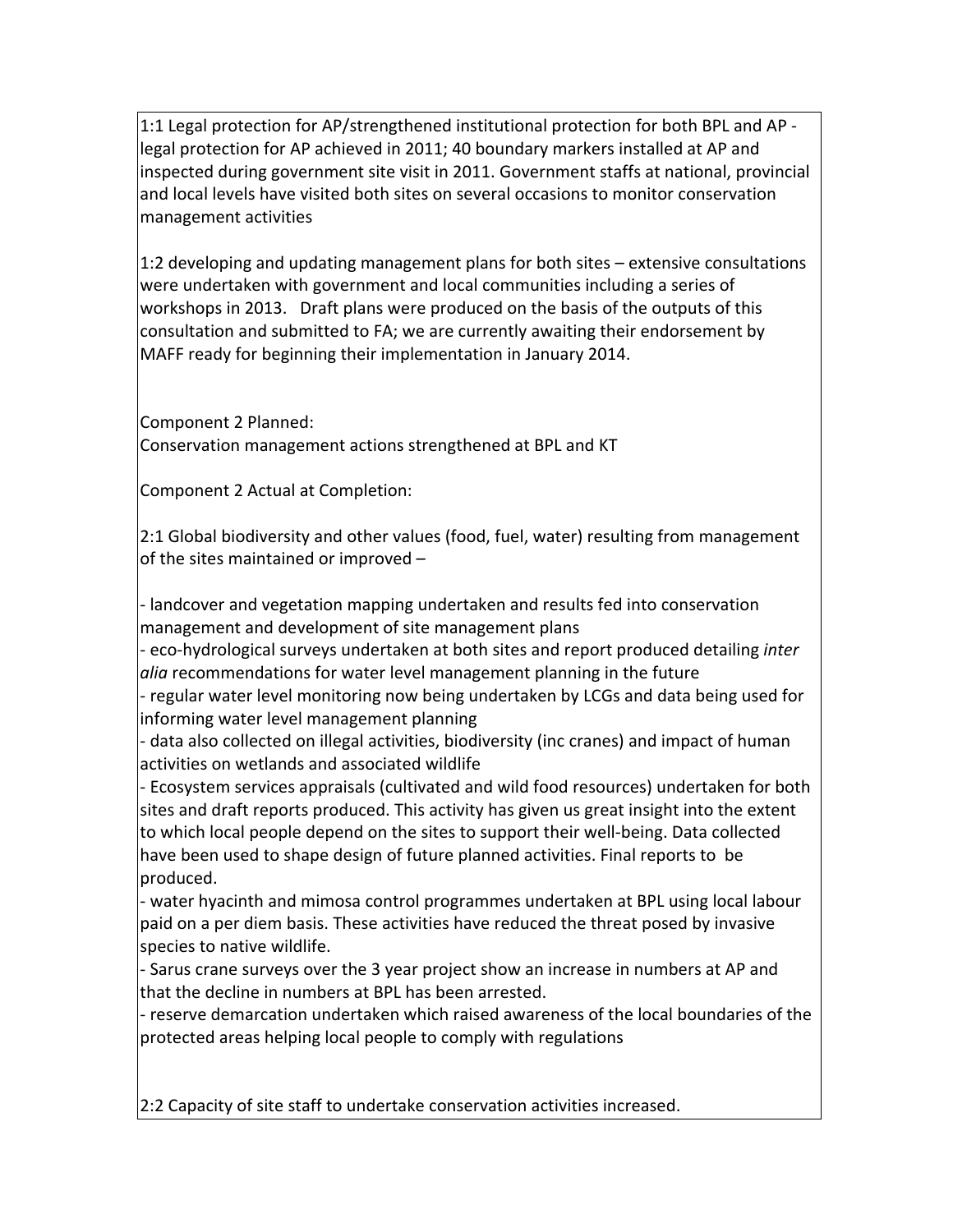1:1 Legal protection for AP/strengthened institutional protection for both BPL and AP - legal protection for AP achieved in 2011; 40 boundary markers installed at AP and inspected during government site visit in 2011. Government staffs at national, provincial and local levels have visited both sites on several occasions to monitor conservation management activities

1:2 developing and updating management plans for both sites – extensive consultations were undertaken with government and local communities including a series of workshops in 2013. Draft plans were produced on the basis of the outputs of this consultation and submitted to FA; we are currently awaiting their endorsement by MAFF ready for beginning their implementation in January 2014.

Component 2 Planned:
Conservation management actions strengthened at BPL and KT

Component 2 Actual at Completion:

2:1 Global biodiversity and other values (food, fuel, water) resulting from management of the sites maintained or improved –

- landcover and vegetation mapping undertaken and results fed into conservation management and development of site management plans
- eco-hydrological surveys undertaken at both sites and report produced detailing *inter alia* recommendations for water level management planning in the future
- regular water level monitoring now being undertaken by LCGs and data being used for informing water level management planning
- data also collected on illegal activities, biodiversity (inc cranes) and impact of human activities on wetlands and associated wildlife
- Ecosystem services appraisals (cultivated and wild food resources) undertaken for both sites and draft reports produced. This activity has given us great insight into the extent to which local people depend on the sites to support their well-being. Data collected have been used to shape design of future planned activities. Final reports to be produced.
- water hyacinth and mimosa control programmes undertaken at BPL using local labour paid on a per diem basis. These activities have reduced the threat posed by invasive species to native wildlife.
- Sarus crane surveys over the 3 year project show an increase in numbers at AP and that the decline in numbers at BPL has been arrested.
- reserve demarcation undertaken which raised awareness of the local boundaries of the protected areas helping local people to comply with regulations

2:2 Capacity of site staff to undertake conservation activities increased.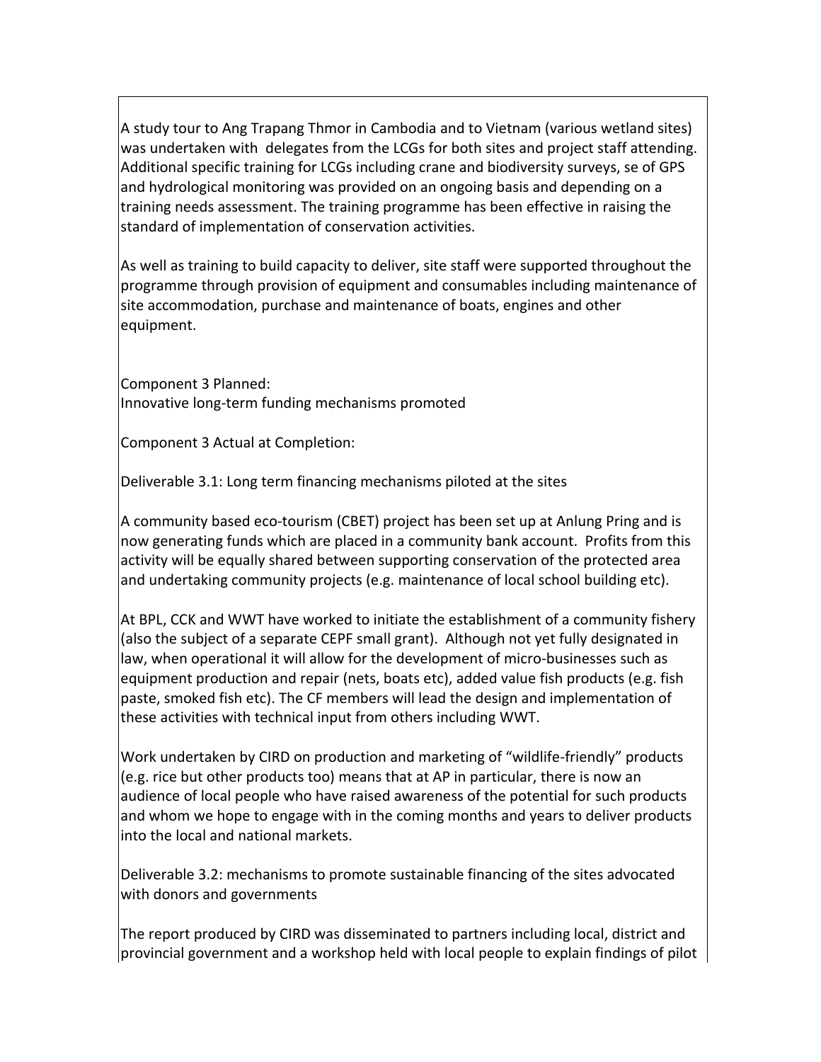A study tour to Ang Trapang Thmor in Cambodia and to Vietnam (various wetland sites) was undertaken with delegates from the LCGs for both sites and project staff attending. Additional specific training for LCGs including crane and biodiversity surveys, se of GPS and hydrological monitoring was provided on an ongoing basis and depending on a training needs assessment. The training programme has been effective in raising the standard of implementation of conservation activities.

As well as training to build capacity to deliver, site staff were supported throughout the programme through provision of equipment and consumables including maintenance of site accommodation, purchase and maintenance of boats, engines and other equipment.

Component 3 Planned:
Innovative long-term funding mechanisms promoted

Component 3 Actual at Completion:

Deliverable 3.1: Long term financing mechanisms piloted at the sites

A community based eco-tourism (CBET) project has been set up at Anlung Pring and is now generating funds which are placed in a community bank account. Profits from this activity will be equally shared between supporting conservation of the protected area and undertaking community projects (e.g. maintenance of local school building etc).

At BPL, CCK and WWT have worked to initiate the establishment of a community fishery (also the subject of a separate CEPF small grant). Although not yet fully designated in law, when operational it will allow for the development of micro-businesses such as equipment production and repair (nets, boats etc), added value fish products (e.g. fish paste, smoked fish etc). The CF members will lead the design and implementation of these activities with technical input from others including WWT.

Work undertaken by CIRD on production and marketing of "wildlife-friendly" products (e.g. rice but other products too) means that at AP in particular, there is now an audience of local people who have raised awareness of the potential for such products and whom we hope to engage with in the coming months and years to deliver products into the local and national markets.

Deliverable 3.2: mechanisms to promote sustainable financing of the sites advocated with donors and governments

The report produced by CIRD was disseminated to partners including local, district and provincial government and a workshop held with local people to explain findings of pilot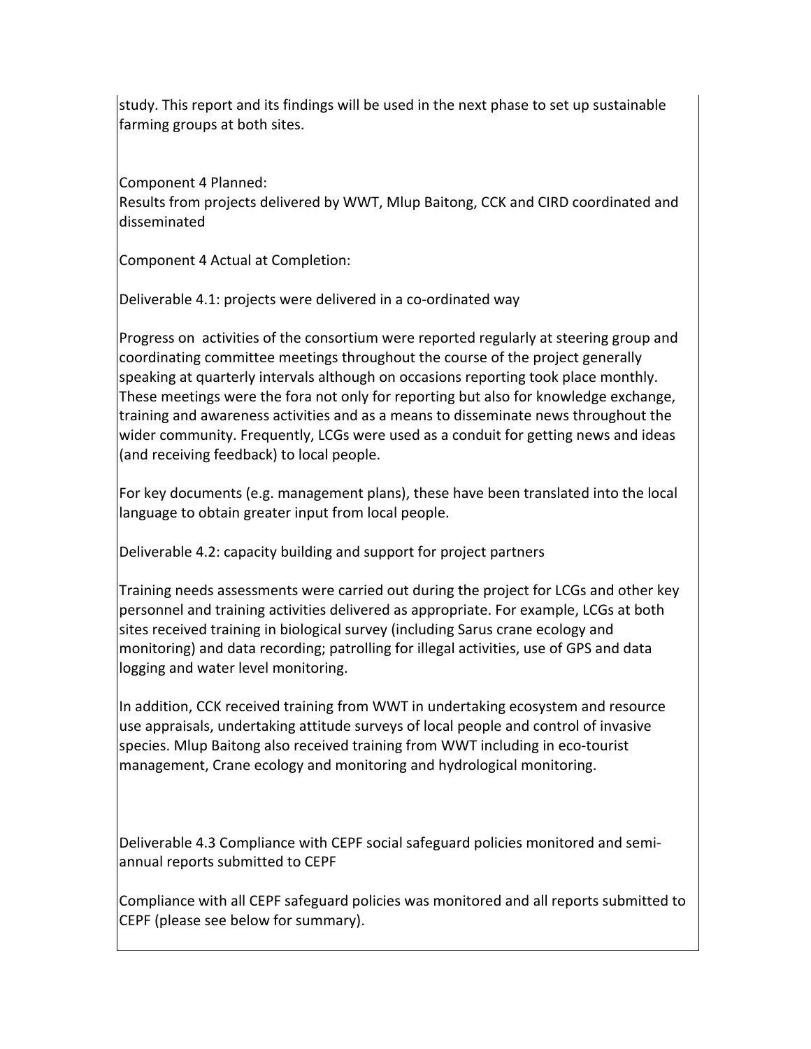study. This report and its findings will be used in the next phase to set up sustainable farming groups at both sites.

Component 4 Planned:
Results from projects delivered by WWT, Mlup Baitong, CCK and CIRD coordinated and disseminated

Component 4 Actual at Completion:

Deliverable 4.1: projects were delivered in a co-ordinated way

Progress on activities of the consortium were reported regularly at steering group and coordinating committee meetings throughout the course of the project generally speaking at quarterly intervals although on occasions reporting took place monthly. These meetings were the fora not only for reporting but also for knowledge exchange, training and awareness activities and as a means to disseminate news throughout the wider community. Frequently, LCGs were used as a conduit for getting news and ideas (and receiving feedback) to local people.

For key documents (e.g. management plans), these have been translated into the local language to obtain greater input from local people.

Deliverable 4.2: capacity building and support for project partners

Training needs assessments were carried out during the project for LCGs and other key personnel and training activities delivered as appropriate. For example, LCGs at both sites received training in biological survey (including Sarus crane ecology and monitoring) and data recording; patrolling for illegal activities, use of GPS and data logging and water level monitoring.

In addition, CCK received training from WWT in undertaking ecosystem and resource use appraisals, undertaking attitude surveys of local people and control of invasive species. Mlup Baitong also received training from WWT including in eco-tourist management, Crane ecology and monitoring and hydrological monitoring.

Deliverable 4.3 Compliance with CEPF social safeguard policies monitored and semi-annual reports submitted to CEPF

Compliance with all CEPF safeguard policies was monitored and all reports submitted to CEPF (please see below for summary).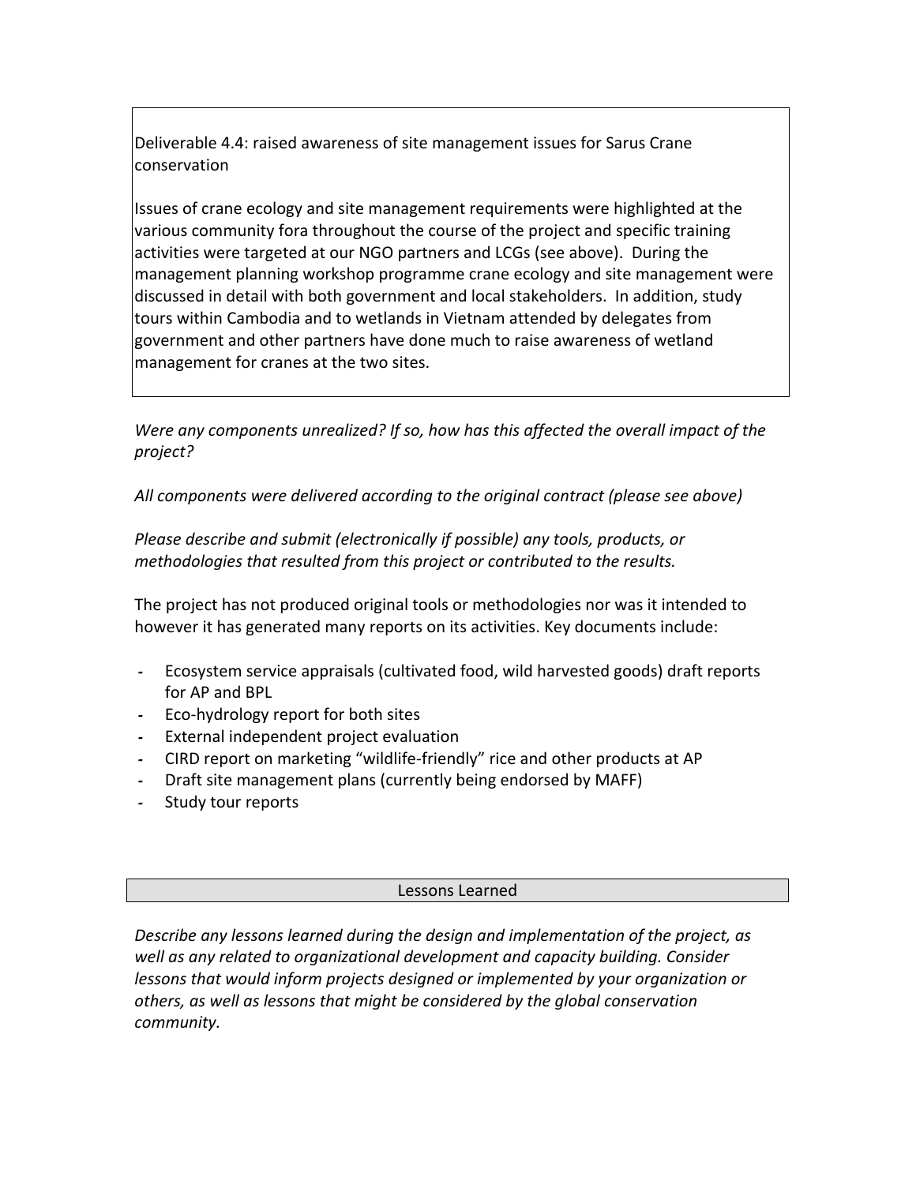Deliverable 4.4: raised awareness of site management issues for Sarus Crane conservation

Issues of crane ecology and site management requirements were highlighted at the various community fora throughout the course of the project and specific training activities were targeted at our NGO partners and LCGs (see above). During the management planning workshop programme crane ecology and site management were discussed in detail with both government and local stakeholders. In addition, study tours within Cambodia and to wetlands in Vietnam attended by delegates from government and other partners have done much to raise awareness of wetland management for cranes at the two sites.

*Were any components unrealized? If so, how has this affected the overall impact of the project?*

*All components were delivered according to the original contract (please see above)*

*Please describe and submit (electronically if possible) any tools, products, or methodologies that resulted from this project or contributed to the results.*

The project has not produced original tools or methodologies nor was it intended to however it has generated many reports on its activities. Key documents include:

- Ecosystem service appraisals (cultivated food, wild harvested goods) draft reports for AP and BPL
- Eco-hydrology report for both sites
- External independent project evaluation
- CIRD report on marketing "wildlife-friendly" rice and other products at AP
- Draft site management plans (currently being endorsed by MAFF)
- Study tour reports

## Lessons Learned

*Describe any lessons learned during the design and implementation of the project, as well as any related to organizational development and capacity building. Consider lessons that would inform projects designed or implemented by your organization or others, as well as lessons that might be considered by the global conservation community.*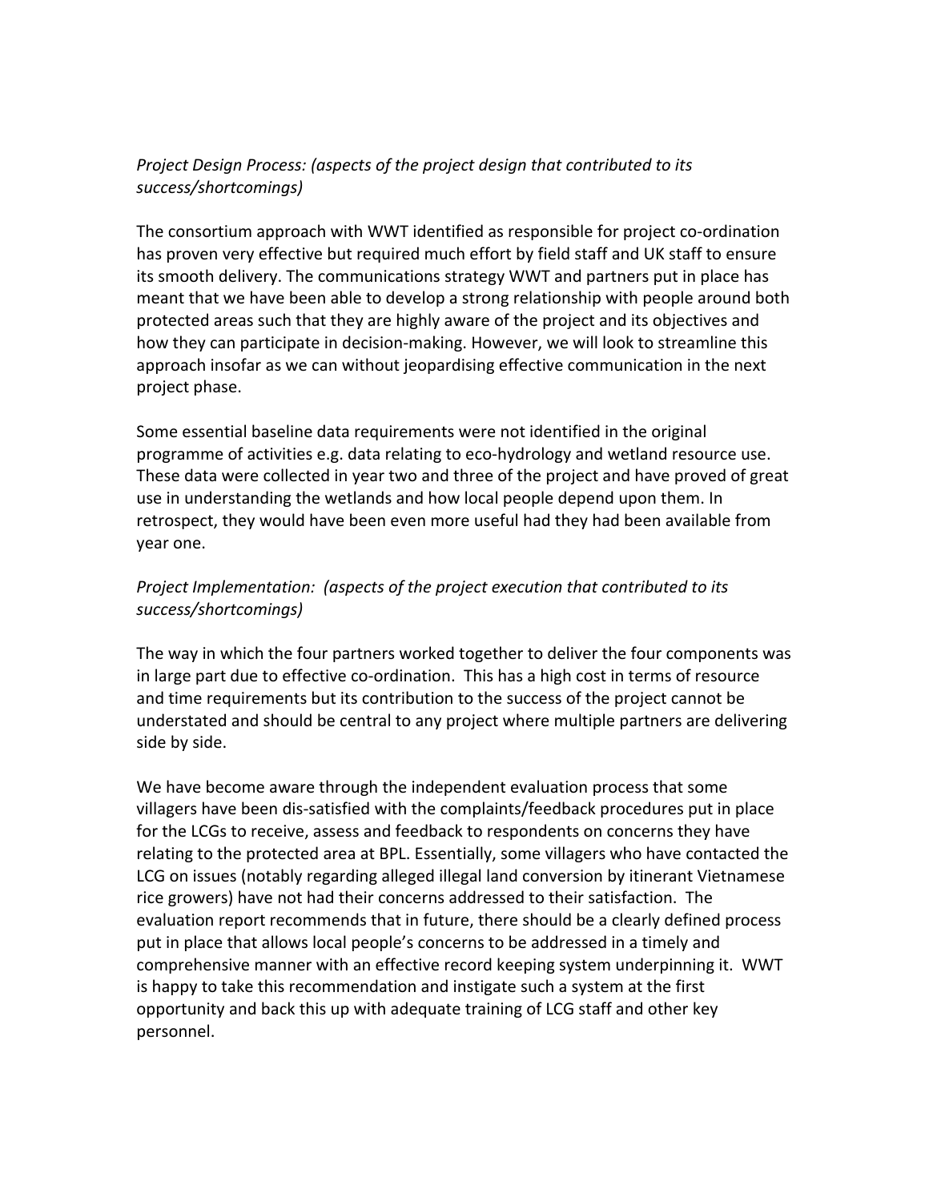*Project Design Process: (aspects of the project design that contributed to its success/shortcomings)*

The consortium approach with WWT identified as responsible for project co-ordination has proven very effective but required much effort by field staff and UK staff to ensure its smooth delivery. The communications strategy WWT and partners put in place has meant that we have been able to develop a strong relationship with people around both protected areas such that they are highly aware of the project and its objectives and how they can participate in decision-making. However, we will look to streamline this approach insofar as we can without jeopardising effective communication in the next project phase.

Some essential baseline data requirements were not identified in the original programme of activities e.g. data relating to eco-hydrology and wetland resource use. These data were collected in year two and three of the project and have proved of great use in understanding the wetlands and how local people depend upon them. In retrospect, they would have been even more useful had they had been available from year one.

*Project Implementation: (aspects of the project execution that contributed to its success/shortcomings)*

The way in which the four partners worked together to deliver the four components was in large part due to effective co-ordination. This has a high cost in terms of resource and time requirements but its contribution to the success of the project cannot be understated and should be central to any project where multiple partners are delivering side by side.

We have become aware through the independent evaluation process that some villagers have been dis-satisfied with the complaints/feedback procedures put in place for the LCGs to receive, assess and feedback to respondents on concerns they have relating to the protected area at BPL. Essentially, some villagers who have contacted the LCG on issues (notably regarding alleged illegal land conversion by itinerant Vietnamese rice growers) have not had their concerns addressed to their satisfaction. The evaluation report recommends that in future, there should be a clearly defined process put in place that allows local people's concerns to be addressed in a timely and comprehensive manner with an effective record keeping system underpinning it. WWT is happy to take this recommendation and instigate such a system at the first opportunity and back this up with adequate training of LCG staff and other key personnel.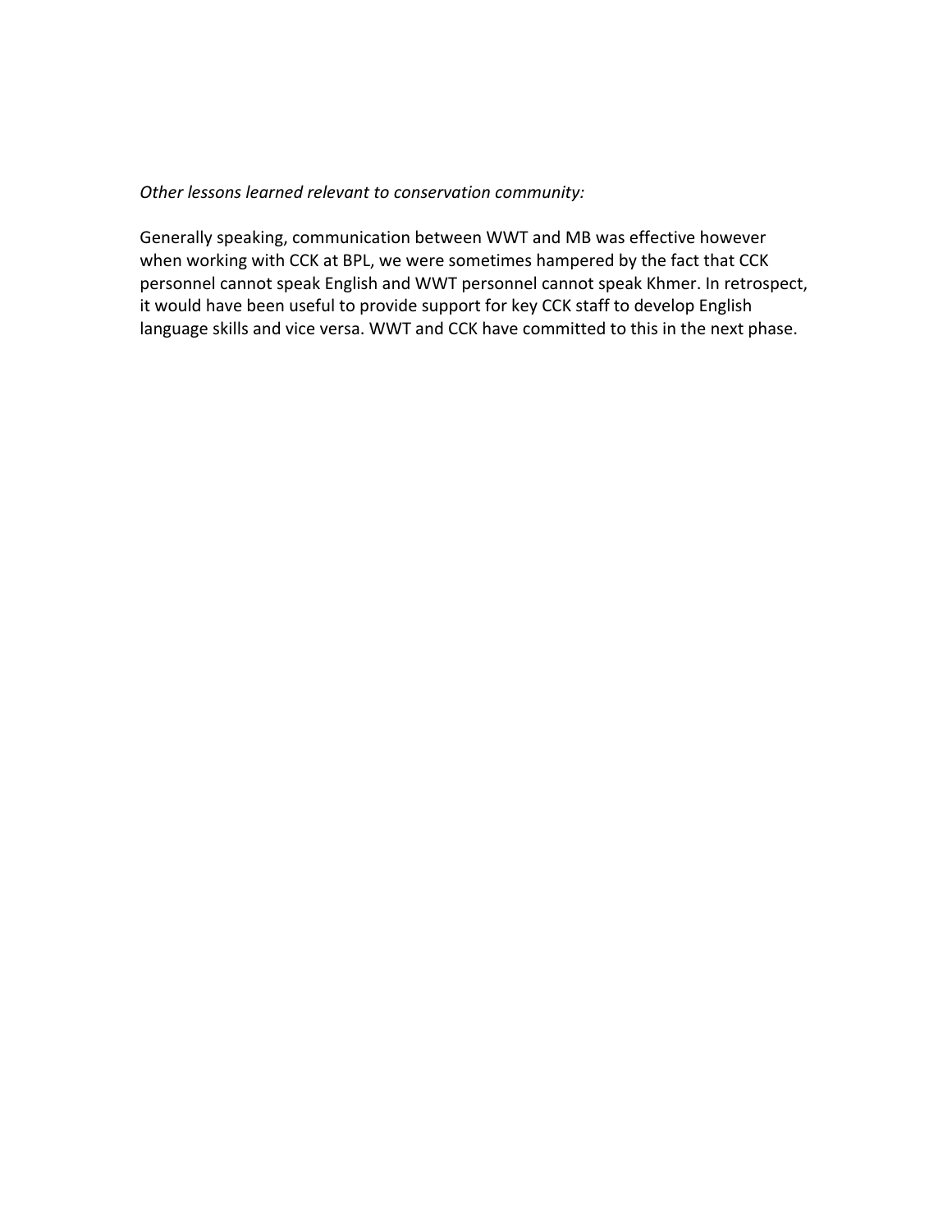*Other lessons learned relevant to conservation community:*

Generally speaking, communication between WWT and MB was effective however when working with CCK at BPL, we were sometimes hampered by the fact that CCK personnel cannot speak English and WWT personnel cannot speak Khmer. In retrospect, it would have been useful to provide support for key CCK staff to develop English language skills and vice versa. WWT and CCK have committed to this in the next phase.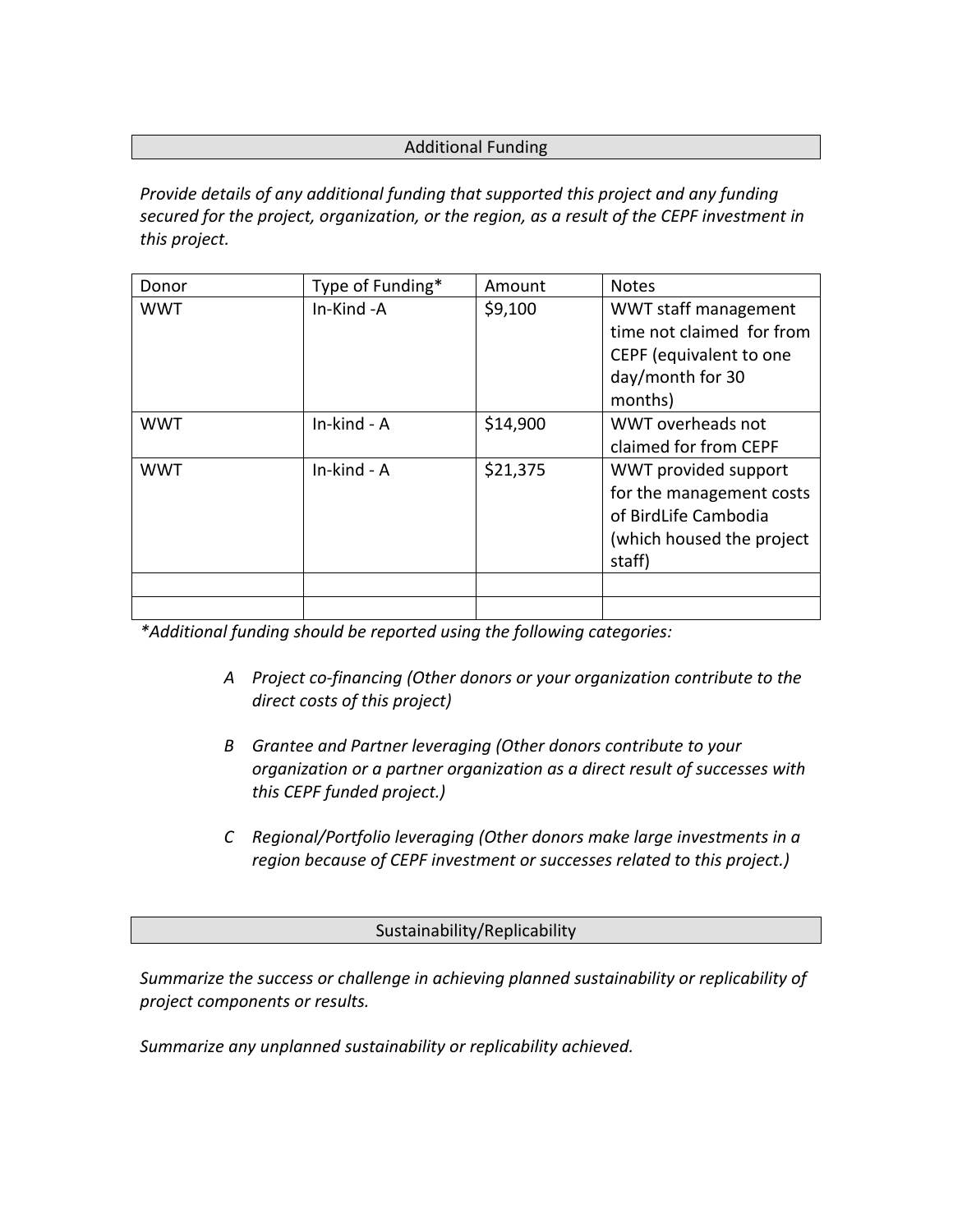## Additional Funding

*Provide details of any additional funding that supported this project and any funding secured for the project, organization, or the region, as a result of the CEPF investment in this project.*

| Donor | Type of Funding* | Amount | Notes |
|---|---|---|---|
| WWT | In-Kind -A | $9,100 | WWT staff management time not claimed for from CEPF (equivalent to one day/month for 30 months) |
| WWT | In-kind - A | $14,900 | WWT overheads not claimed for from CEPF |
| WWT | In-kind - A | $21,375 | WWT provided support for the management costs of BirdLife Cambodia (which housed the project staff) |
| | | | |
| | | | |

**Additional funding should be reported using the following categories:*

*A Project co-financing (Other donors or your organization contribute to the direct costs of this project)*

*B Grantee and Partner leveraging (Other donors contribute to your organization or a partner organization as a direct result of successes with this CEPF funded project.)*

*C Regional/Portfolio leveraging (Other donors make large investments in a region because of CEPF investment or successes related to this project.)*

## Sustainability/Replicability

*Summarize the success or challenge in achieving planned sustainability or replicability of project components or results.*

*Summarize any unplanned sustainability or replicability achieved.*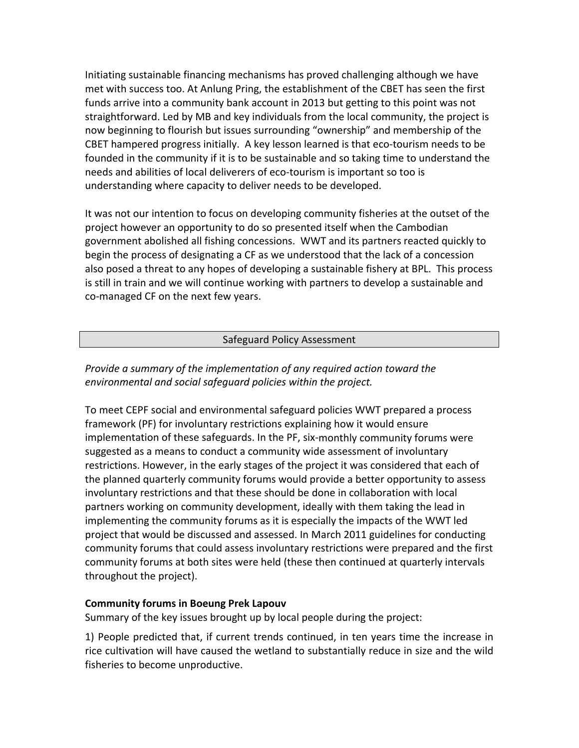Initiating sustainable financing mechanisms has proved challenging although we have met with success too. At Anlung Pring, the establishment of the CBET has seen the first funds arrive into a community bank account in 2013 but getting to this point was not straightforward. Led by MB and key individuals from the local community, the project is now beginning to flourish but issues surrounding "ownership" and membership of the CBET hampered progress initially. A key lesson learned is that eco-tourism needs to be founded in the community if it is to be sustainable and so taking time to understand the needs and abilities of local deliverers of eco-tourism is important so too is understanding where capacity to deliver needs to be developed.

It was not our intention to focus on developing community fisheries at the outset of the project however an opportunity to do so presented itself when the Cambodian government abolished all fishing concessions. WWT and its partners reacted quickly to begin the process of designating a CF as we understood that the lack of a concession also posed a threat to any hopes of developing a sustainable fishery at BPL. This process is still in train and we will continue working with partners to develop a sustainable and co-managed CF on the next few years.

## Safeguard Policy Assessment

*Provide a summary of the implementation of any required action toward the environmental and social safeguard policies within the project.*

To meet CEPF social and environmental safeguard policies WWT prepared a process framework (PF) for involuntary restrictions explaining how it would ensure implementation of these safeguards. In the PF, six-monthly community forums were suggested as a means to conduct a community wide assessment of involuntary restrictions. However, in the early stages of the project it was considered that each of the planned quarterly community forums would provide a better opportunity to assess involuntary restrictions and that these should be done in collaboration with local partners working on community development, ideally with them taking the lead in implementing the community forums as it is especially the impacts of the WWT led project that would be discussed and assessed. In March 2011 guidelines for conducting community forums that could assess involuntary restrictions were prepared and the first community forums at both sites were held (these then continued at quarterly intervals throughout the project).

**Community forums in Boeung Prek Lapouv**

Summary of the key issues brought up by local people during the project:

1) People predicted that, if current trends continued, in ten years time the increase in rice cultivation will have caused the wetland to substantially reduce in size and the wild fisheries to become unproductive.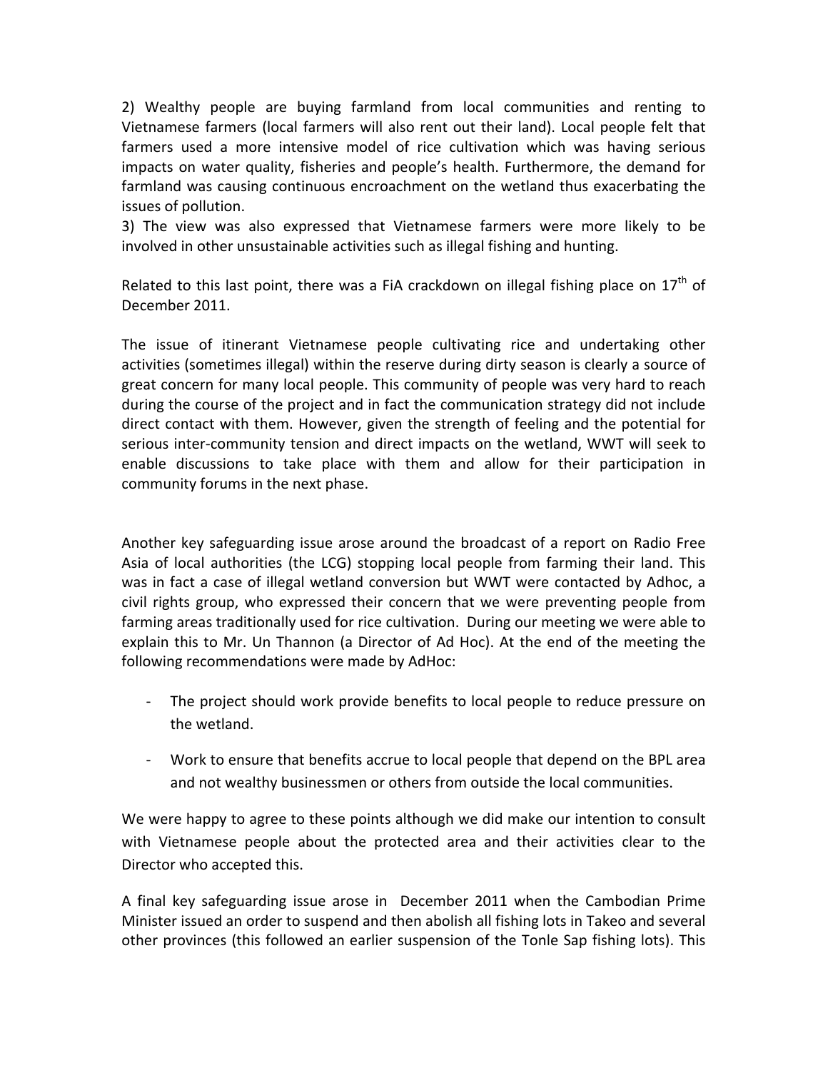2) Wealthy people are buying farmland from local communities and renting to Vietnamese farmers (local farmers will also rent out their land). Local people felt that farmers used a more intensive model of rice cultivation which was having serious impacts on water quality, fisheries and people's health. Furthermore, the demand for farmland was causing continuous encroachment on the wetland thus exacerbating the issues of pollution.

3) The view was also expressed that Vietnamese farmers were more likely to be involved in other unsustainable activities such as illegal fishing and hunting.

Related to this last point, there was a FiA crackdown on illegal fishing place on 17th of December 2011.

The issue of itinerant Vietnamese people cultivating rice and undertaking other activities (sometimes illegal) within the reserve during dirty season is clearly a source of great concern for many local people. This community of people was very hard to reach during the course of the project and in fact the communication strategy did not include direct contact with them. However, given the strength of feeling and the potential for serious inter-community tension and direct impacts on the wetland, WWT will seek to enable discussions to take place with them and allow for their participation in community forums in the next phase.

Another key safeguarding issue arose around the broadcast of a report on Radio Free Asia of local authorities (the LCG) stopping local people from farming their land. This was in fact a case of illegal wetland conversion but WWT were contacted by Adhoc, a civil rights group, who expressed their concern that we were preventing people from farming areas traditionally used for rice cultivation. During our meeting we were able to explain this to Mr. Un Thannon (a Director of Ad Hoc). At the end of the meeting the following recommendations were made by AdHoc:

- The project should work provide benefits to local people to reduce pressure on the wetland.
- Work to ensure that benefits accrue to local people that depend on the BPL area and not wealthy businessmen or others from outside the local communities.

We were happy to agree to these points although we did make our intention to consult with Vietnamese people about the protected area and their activities clear to the Director who accepted this.

A final key safeguarding issue arose in December 2011 when the Cambodian Prime Minister issued an order to suspend and then abolish all fishing lots in Takeo and several other provinces (this followed an earlier suspension of the Tonle Sap fishing lots). This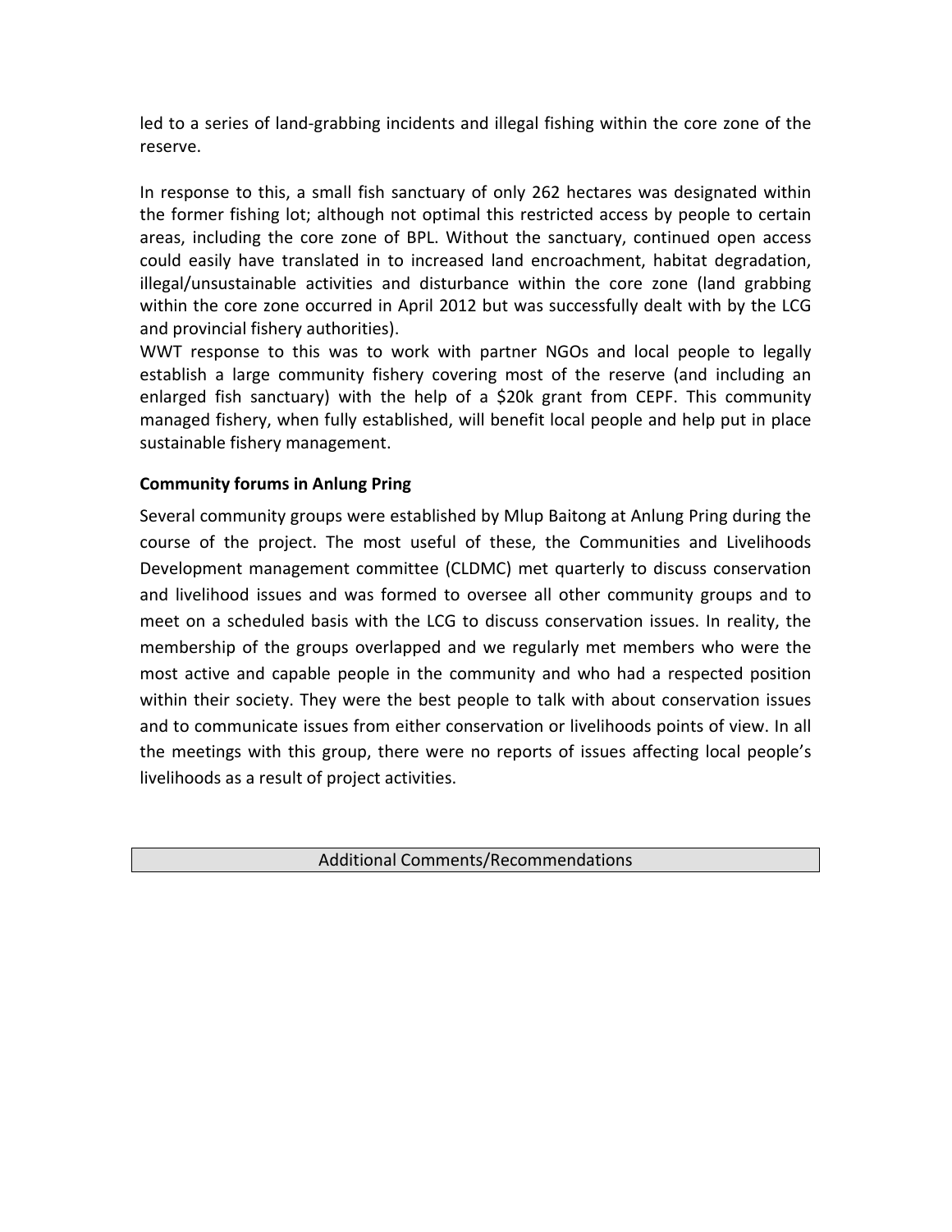led to a series of land-grabbing incidents and illegal fishing within the core zone of the reserve.

In response to this, a small fish sanctuary of only 262 hectares was designated within the former fishing lot; although not optimal this restricted access by people to certain areas, including the core zone of BPL. Without the sanctuary, continued open access could easily have translated in to increased land encroachment, habitat degradation, illegal/unsustainable activities and disturbance within the core zone (land grabbing within the core zone occurred in April 2012 but was successfully dealt with by the LCG and provincial fishery authorities).
WWT response to this was to work with partner NGOs and local people to legally establish a large community fishery covering most of the reserve (and including an enlarged fish sanctuary) with the help of a $20k grant from CEPF. This community managed fishery, when fully established, will benefit local people and help put in place sustainable fishery management.

**Community forums in Anlung Pring**

Several community groups were established by Mlup Baitong at Anlung Pring during the course of the project. The most useful of these, the Communities and Livelihoods Development management committee (CLDMC) met quarterly to discuss conservation and livelihood issues and was formed to oversee all other community groups and to meet on a scheduled basis with the LCG to discuss conservation issues. In reality, the membership of the groups overlapped and we regularly met members who were the most active and capable people in the community and who had a respected position within their society. They were the best people to talk with about conservation issues and to communicate issues from either conservation or livelihoods points of view. In all the meetings with this group, there were no reports of issues affecting local people's livelihoods as a result of project activities.

| Additional Comments/Recommendations |
| --- |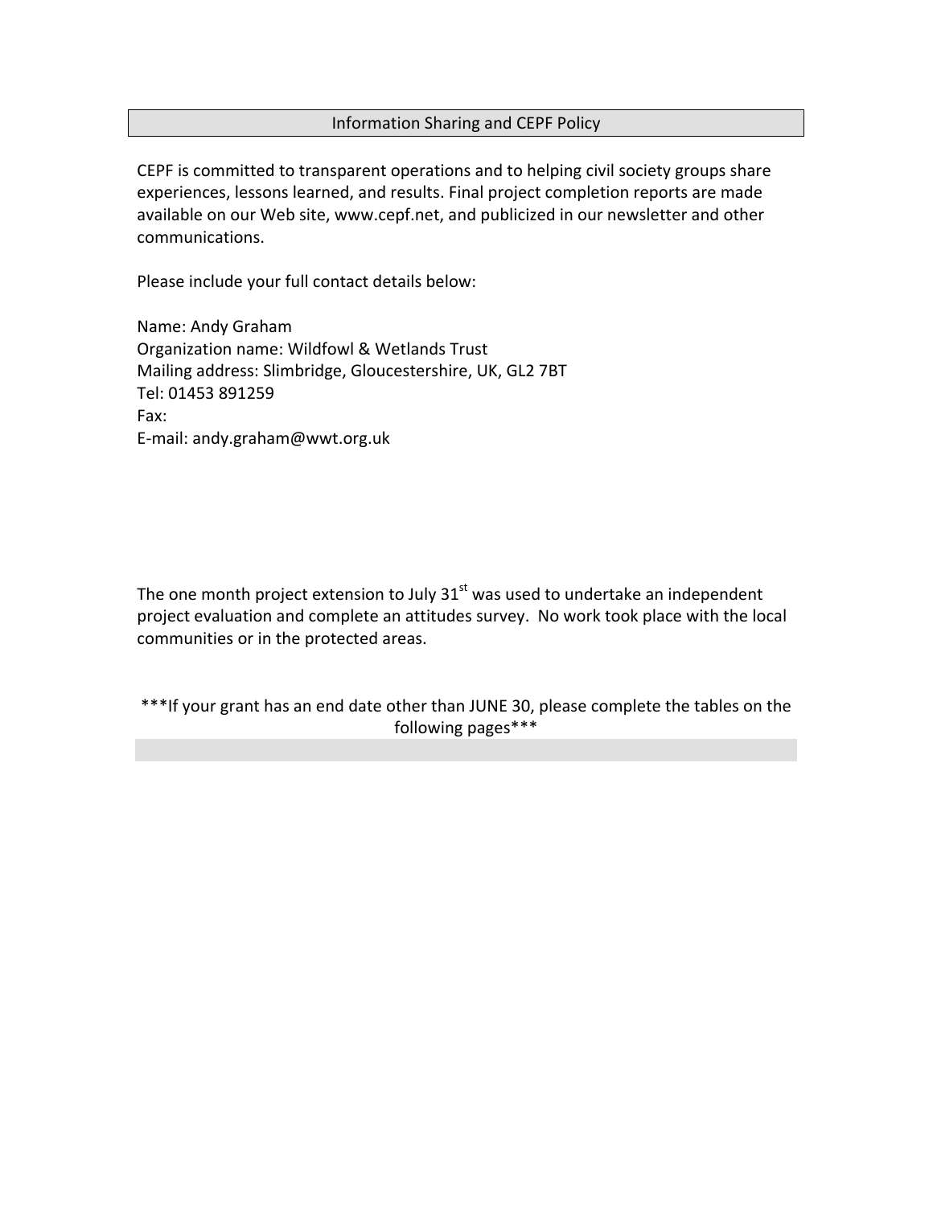## Information Sharing and CEPF Policy

CEPF is committed to transparent operations and to helping civil society groups share experiences, lessons learned, and results. Final project completion reports are made available on our Web site, www.cepf.net, and publicized in our newsletter and other communications.

Please include your full contact details below:

Name: Andy Graham
Organization name: Wildfowl & Wetlands Trust
Mailing address: Slimbridge, Gloucestershire, UK, GL2 7BT
Tel: 01453 891259
Fax:
E-mail: andy.graham@wwt.org.uk

The one month project extension to July 31st was used to undertake an independent project evaluation and complete an attitudes survey. No work took place with the local communities or in the protected areas.

***If your grant has an end date other than JUNE 30, please complete the tables on the following pages***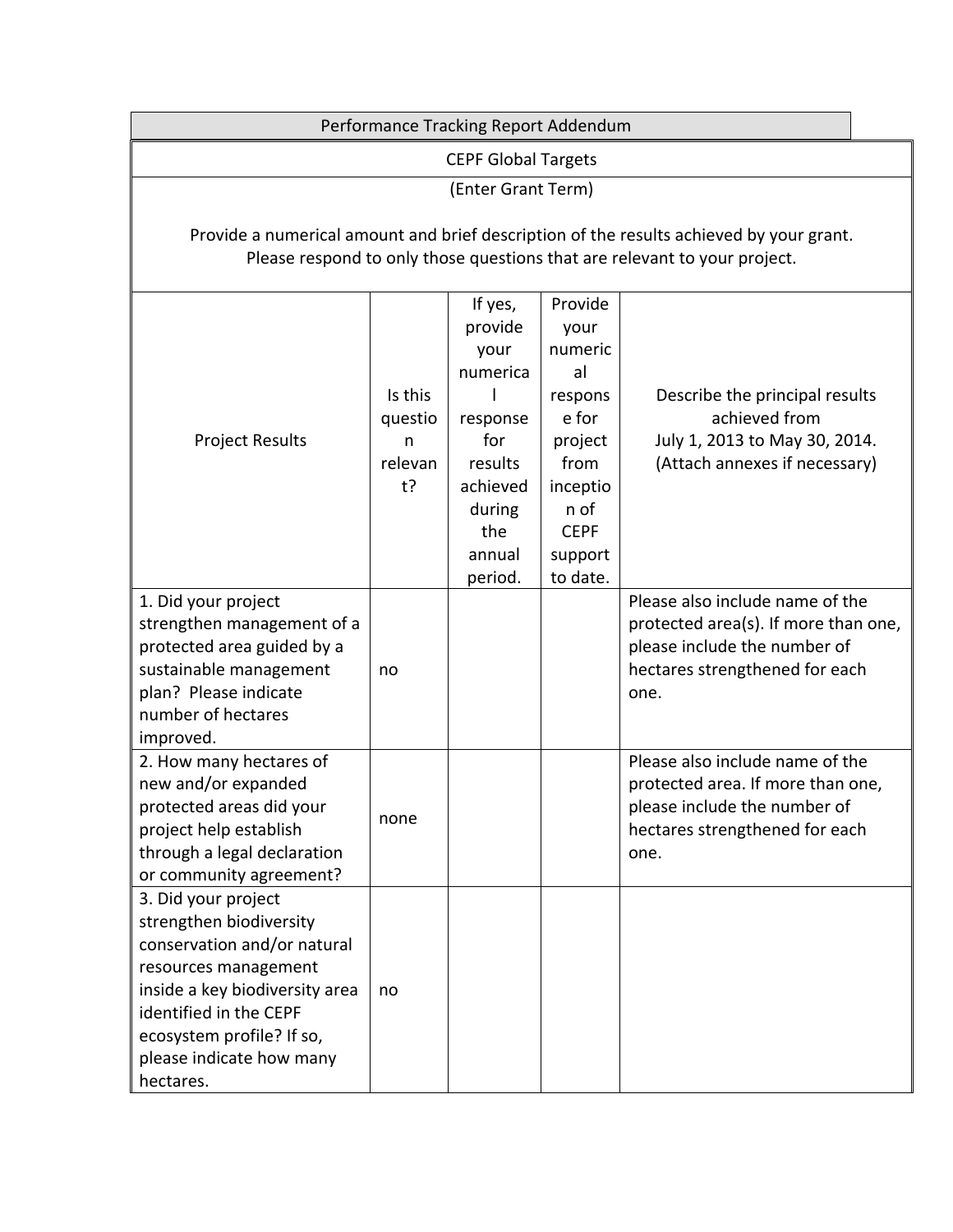| Performance Tracking Report Addendum | | | | |
|---|---|---|---|---|
| CEPF Global Targets | | | | |
| (Enter Grant Term)<br><br>Provide a numerical amount and brief description of the results achieved by your grant.<br>Please respond to only those questions that are relevant to your project. | | | | |
| Project Results | Is this question relevant? | If yes, provide your numerical response for results achieved during the annual period. | Provide your numerical response for project from inception of CEPF support to date. | Describe the principal results achieved from July 1, 2013 to May 30, 2014. (Attach annexes if necessary) |
| 1. Did your project strengthen management of a protected area guided by a sustainable management plan? Please indicate number of hectares improved. | no | | | Please also include name of the protected area(s). If more than one, please include the number of hectares strengthened for each one. |
| 2. How many hectares of new and/or expanded protected areas did your project help establish through a legal declaration or community agreement? | none | | | Please also include name of the protected area. If more than one, please include the number of hectares strengthened for each one. |
| 3. Did your project strengthen biodiversity conservation and/or natural resources management inside a key biodiversity area identified in the CEPF ecosystem profile? If so, please indicate how many hectares. | no | | | |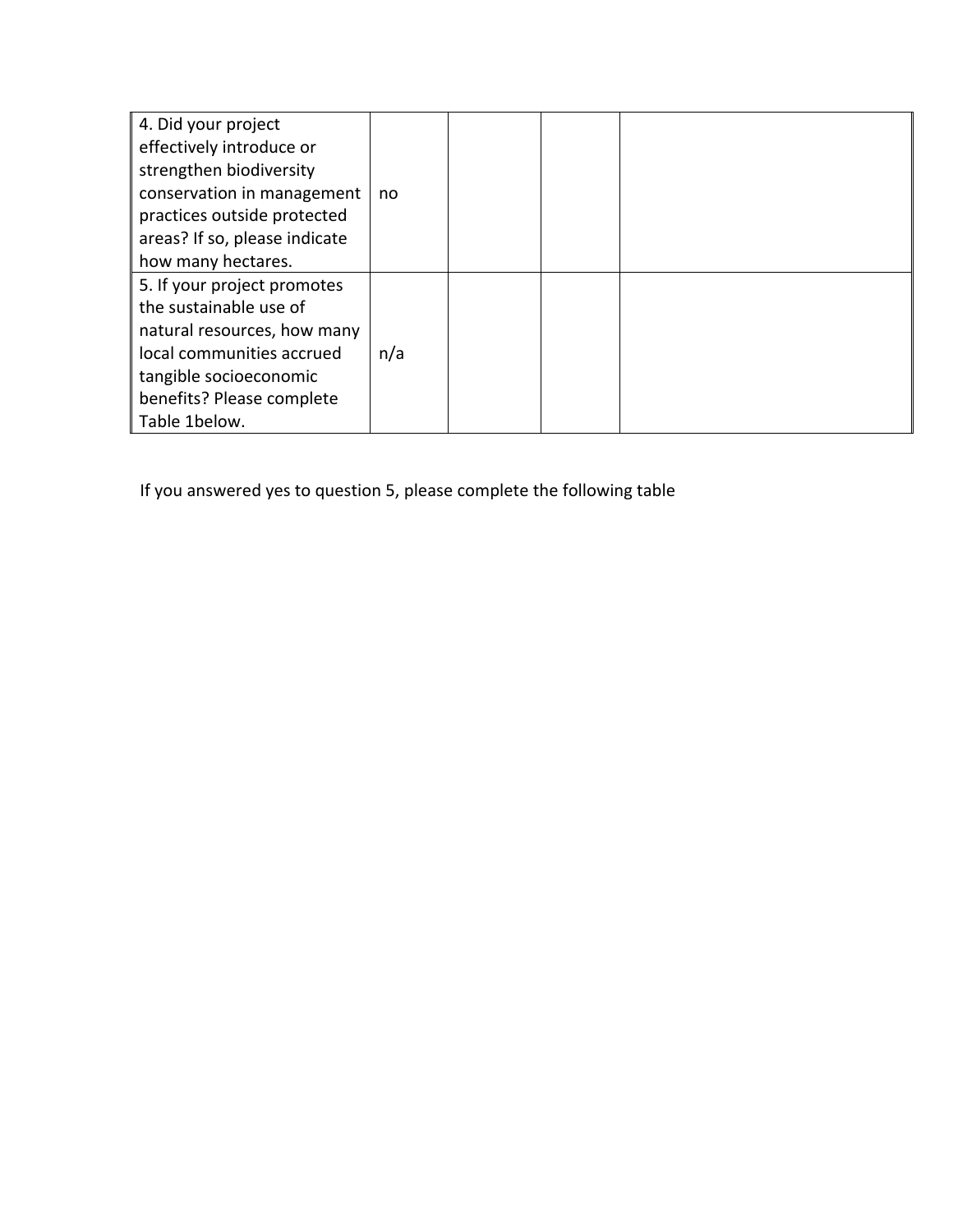| | | | | |
|---|---|---|---|---|
| 4. Did your project effectively introduce or strengthen biodiversity conservation in management practices outside protected areas? If so, please indicate how many hectares. | no | | | |
| 5. If your project promotes the sustainable use of natural resources, how many local communities accrued tangible socioeconomic benefits? Please complete Table 1below. | n/a | | | |

If you answered yes to question 5, please complete the following table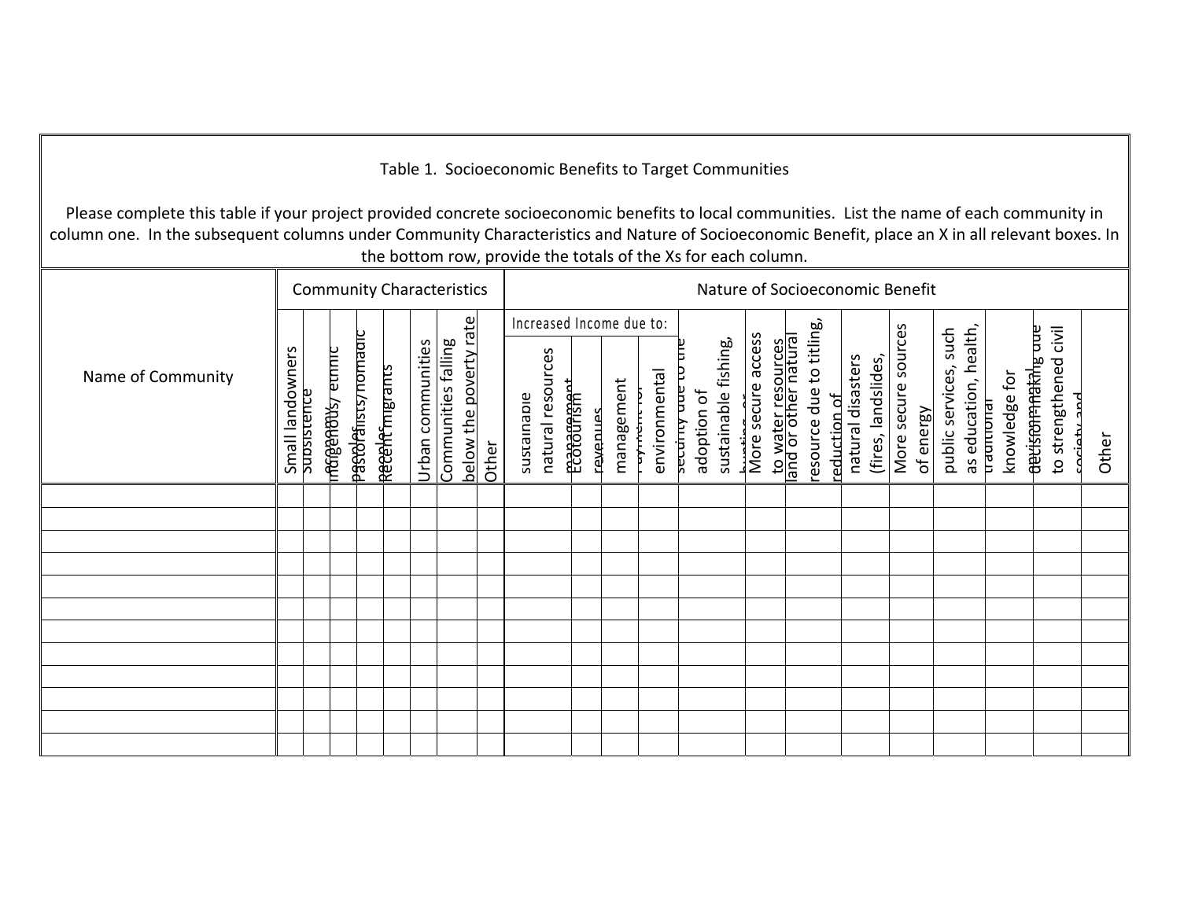Table 1. Socioeconomic Benefits to Target Communities

Please complete this table if your project provided concrete socioeconomic benefits to local communities. List the name of each community in column one. In the subsequent columns under Community Characteristics and Nature of Socioeconomic Benefit, place an X in all relevant boxes. In the bottom row, provide the totals of the Xs for each column.

| Name of Community | Community Characteristics | | | | | | | | Nature of Socioeconomic Benefit | | | | | | | | | | | | | |
|---|---|---|---|---|---|---|---|---|---|---|---|---|---|---|---|---|---|---|---|---|---|---|
| | | | | | | | | | Increased Income due to: | | | | | | | | | | | | | |
| | Small landowners | Subsistence economy | Indigenous/ ethnic peoples | Pastoralists/nomadic peoples | Recent migrants | Urban communities | Communities falling below the poverty rate | Other | Sustainable natural resources management | Ecotourism revenues | management | Payment for environmental | Security due to the adoption of sustainable fishing, hunting or | More secure access to water resources | land or other natural resource due to titling, reduction of | natural disasters (fires, landslides, | More secure sources of energy | public services, such as education, health, | traditional knowledge for environmental | decision-making due to strengthened civil society and | Other | |
| | | | | | | | | | | | | | | | | | | | | | | |
| | | | | | | | | | | | | | | | | | | | | | | |
| | | | | | | | | | | | | | | | | | | | | | | |
| | | | | | | | | | | | | | | | | | | | | | | |
| | | | | | | | | | | | | | | | | | | | | | | |
| | | | | | | | | | | | | | | | | | | | | | | |
| | | | | | | | | | | | | | | | | | | | | | | |
| | | | | | | | | | | | | | | | | | | | | | | |
| | | | | | | | | | | | | | | | | | | | | | | |
| | | | | | | | | | | | | | | | | | | | | | | |
| | | | | | | | | | | | | | | | | | | | | | | |
| | | | | | | | | | | | | | | | | | | | | | | |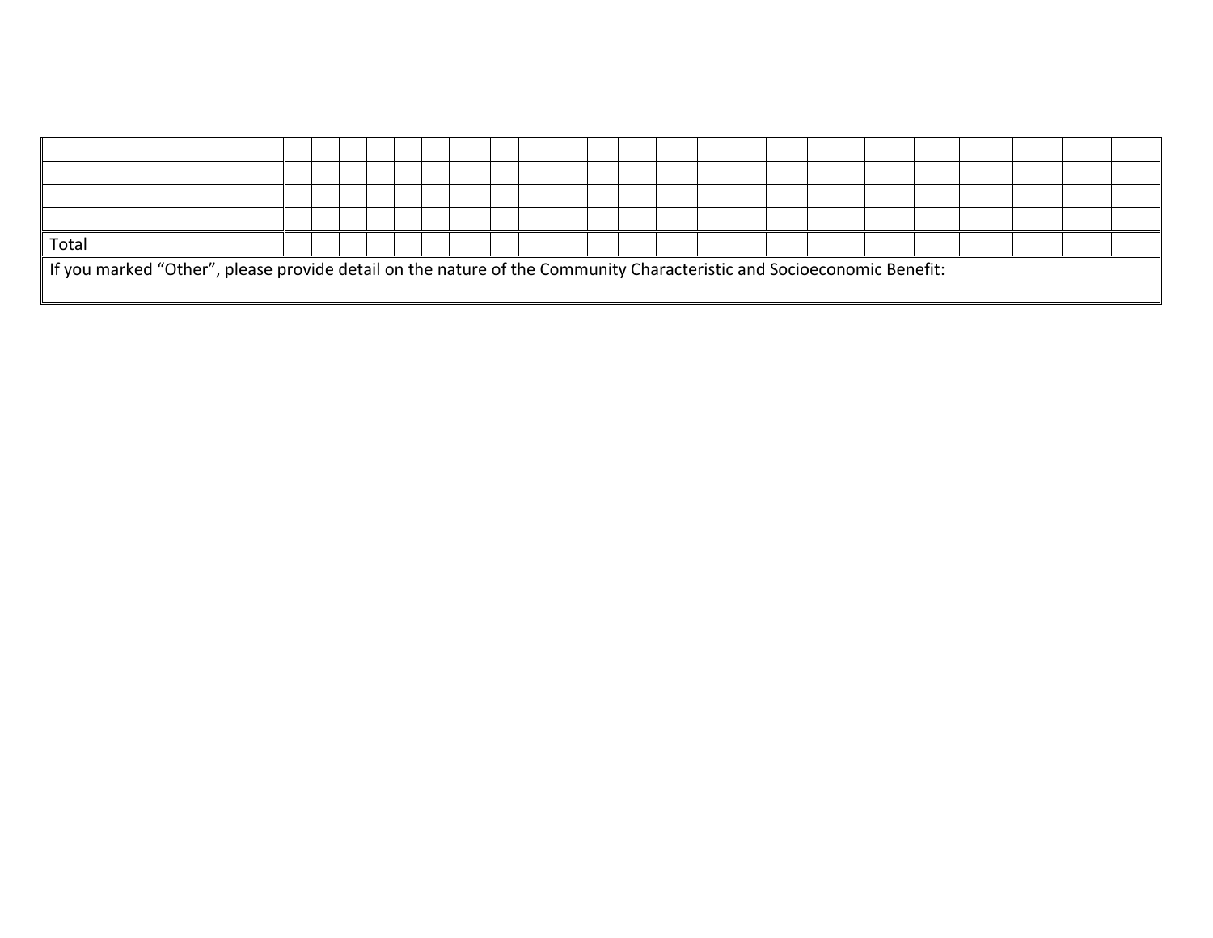| | | | | | | | | | | | | | | | | | | | | | |
|---|---|---|---|---|---|---|---|---|---|---|---|---|---|---|---|---|---|---|---|---|---|
| | | | | | | | | | | | | | | | | | | | | | |
| | | | | | | | | | | | | | | | | | | | | | |
| | | | | | | | | | | | | | | | | | | | | | |
| | | | | | | | | | | | | | | | | | | | | | |
| Total | | | | | | | | | | | | | | | | | | | | | |
| If you marked "Other", please provide detail on the nature of the Community Characteristic and Socioeconomic Benefit: | | | | | | | | | | | | | | | | | | | | | |